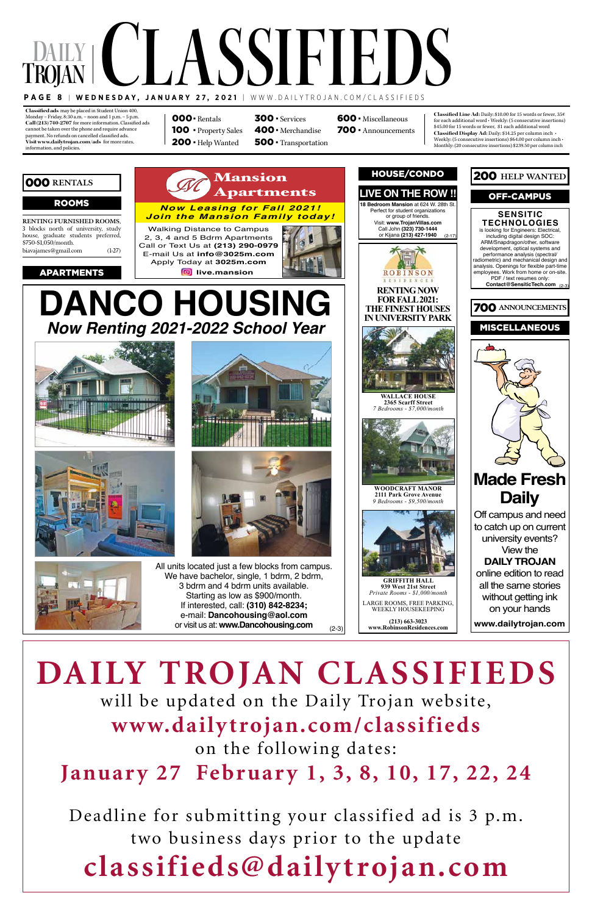# DAILY TROJAN CLASSIFIEDS

**PAGE 8** | **WEDNESDAY, JANUARY 27, 2021** | WWW.DAILYTROJAN.COM/CLASSIFIEDS

**Classified ads** may be placed in Student Union 400, Monday – Friday, 8:30 a.m. – noon and 1 p.m. – 5 p.m. **Call (213) 740-2707** for more information. Classified ads cannot be taken over the phone and require advance payment. No refunds on cancelled classified ads. **Visit www.dailytrojan.com/ads** for more rates, information, and policies.

**000** • Rentals
**100** • Property Sales
**200** • Help Wanted
**300** • Services
**400** • Merchandise
**500** • Transportation
**600** • Miscellaneous
**700** • Announcements

**Classified Line Ad:** Daily: $10.00 for 15 words or fewer, 35¢ for each additional word • Weekly: (5 consecutive insertions) $45.00 for 15 words or fewer, $1 each additional word
**Classified Display Ad:** Daily: $14.25 per column inch • Weekly: (5 consecutive insertions) $64.00 per column inch • Monthly: (20 consecutive insertions) $239.50 per column inch

## 000 RENTALS

### ROOMS

**RENTING FURNISHED ROOMS**, 3 blocks north of university, study house, graduate students preferred, $750-$1,050/month. biavajames@gmail.com (1-27)

### APARTMENTS

**Mansion Apartments**

*Now Leasing for Fall 2021! Join the Mansion Family today!*

Walking Distance to Campus
2, 3, 4 and 5 Bdrm Apartments
Call or Text Us at **(213) 290-0979**
E-mail Us at **info@3025m.com**
Apply Today at **3025m.com**
**live.mansion**

**DANCO HOUSING**

*Now Renting 2021-2022 School Year*

All units located just a few blocks from campus. We have bachelor, single, 1 bdrm, 2 bdrm, 3 bdrm and 4 bdrm units available. Starting as low as $900/month. If interested, call: **(310) 842-8234;** e-mail: **Dancohousing@aol.com** or visit us at: **www.Dancohousing.com** (2-3)

### HOUSE/CONDO

**LIVE ON THE ROW !!**

**18 Bedroom Mansion** at 624 W. 28th St. Perfect for student organizations or group of friends. Visit: **www.TrojanVillas.com** Call John **(323) 730-1444** or Kijana **(213) 427-1940** (2-17)

**ROBINSON RESIDENCES**

**RENTING NOW FOR FALL 2021: THE FINEST HOUSES IN UNIVERSITY PARK**

**WALLACE HOUSE**
**2365 Scarff Street**
*7 Bedrooms - $7,000/month*

**WOODCRAFT MANOR**
**2111 Park Grove Avenue**
*9 Bedrooms - $9,500/month*

**GRIFFITH HALL**
**939 West 21st Street**
*Private Rooms - $1,000/month*

LARGE ROOMS, FREE PARKING, WEEKLY HOUSEKEEPING

**(213) 663-3023**
**www.RobinsonResidences.com**

## 200 HELP WANTED

### OFF-CAMPUS

**SENSITIC TECHNOLOGIES** is looking for Engineers: Electrical, including digital design SOC: ARM/Snapdragon/other, software development, optical systems and performance analysis (spectral/radiometric) and mechanical design and analysis. Openings for flexible part-time employees. Work from home or on-site. PDF / text resumes only: **Contact@SensiticTech.com** (2-3)

## 700 ANNOUNCEMENTS

### MISCELLANEOUS

**Made Fresh Daily**

Off campus and need to catch up on current university events? View the **DAILY TROJAN** online edition to read all the same stories without getting ink on your hands

**www.dailytrojan.com**

---

# DAILY TROJAN CLASSIFIEDS

will be updated on the Daily Trojan website,
**www.dailytrojan.com/classifieds**
on the following dates:
**January 27 February 1, 3, 8, 10, 17, 22, 24**

Deadline for submitting your classified ad is 3 p.m. two business days prior to the update
**classifieds@dailytrojan.com**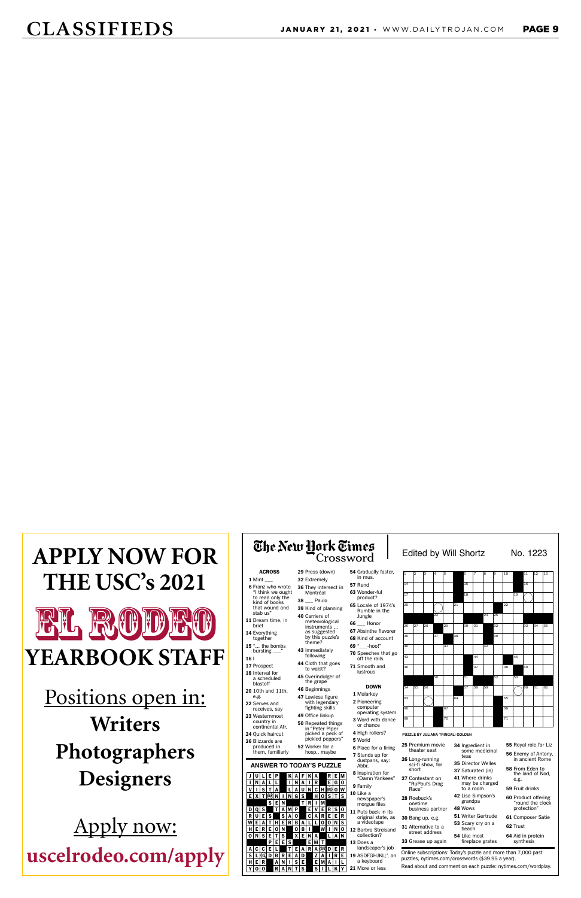# CLASSIFIEDS

# APPLY NOW FOR THE USC's 2021 EL RODEO YEARBOOK STAFF

Positions open in:

**Writers**

**Photographers**

**Designers**

Apply now:

**uscelrodeo.com/apply**

---

## The New York Times Crossword

Edited by Will Shortz

No. 1223

### ACROSS

**1** Mint ___

**6** Franz who wrote "I think we ought to read only the kind of books that wound and stab us"

**11** Dream time, in brief

**14** Everything together

**15** "... the bombs bursting ___"

**16** I

**17** Prospect

**18** Interval for a scheduled blastoff

**20** 10th and 11th, e.g.

**22** Serves and receives, say

**23** Westernmost country in continental Afr.

**24** Quick haircut

**26** Blizzards are produced in them, familiarly

**29** Press (down)

**32** Extremely

**36** They intersect in Montréal

**38** ___ Paulo

**39** Kind of planning

**40** Carriers of meteorological instruments ... as suggested by this puzzle's theme?

**43** Immediately following

**44** Cloth that goes to waist?

**45** Overindulger of the grape

**46** Beginnings

**47** Lawless figure with legendary fighting skills

**49** Office linkup

**50** Repeated things in "Peter Piper picked a peck of pickled peppers"

**52** Worker for a hosp., maybe

**54** Gradually faster, in mus.

**57** Rend

**63** Wonder-ful product?

**65** Locale of 1974's Rumble in the Jungle

**66** ___ Honor

**67** Absinthe flavorer

**68** Kind of account

**69** "___-hoo!"

**70** Speeches that go off the rails

**71** Smooth and lustrous

### DOWN

**1** Malarkey

**2** Pioneering computer operating system

**3** Word with dance or chance

**4** High rollers?

**5** World

**6** Place for a firing

**7** Stands up for dustpans, say: Abbr.

**8** Inspiration for "Damn Yankees"

**9** Family

**10** Like a newspaper's morgue files

**11** Puts back in its original state, as a videotape

**12** Barbra Streisand collection?

**13** Does a landscaper's job

**19** ASDFGHJKL;', on a keyboard

**21** More or less

**25** Premium movie theater seat

**26** Long-running sci-fi show, for short

**27** Contestant on "RuPaul's Drag Race"

**28** Roebuck's onetime business partner

**30** Bang up, e.g.

**31** Alternative to a street address

**33** Grease up again

**34** Ingredient in some medicinal teas

**35** Director Welles

**37** Saturated (in)

**41** Where drinks may be charged to a room

**42** Lisa Simpson's grandpa

**48** Wows

**51** Writer Gertrude

**53** Scary cry on a beach

**54** Like most fireplace grates

**55** Royal role for Liz

**56** Enemy of Antony, in ancient Rome

**58** From Eden to the land of Nod, e.g.

**59** Fruit drinks

**60** Product offering "round the clock protection"

**61** Composer Satie

**62** Trust

**64** Aid in protein synthesis

PUZZLE BY JULIANA TRINGALI GOLDEN

### ANSWER TO TODAY'S PUZZLE

```
J U L E P # K A F K A # R E M
I N A L L # I N A I R # E G O
V I S T A # L A U N C H [WIN]D O W
E X T [RA]N I N G S # H O S T S
# # # S E N # T R I M # # # #
D Q S # T A M P # E V E R S O
R U E S # S A O # C A R E E R
W E A T H E R B A L L O O N S
H E R E O N # O B I # W I N O
O N S E T S # X E N A # L A N
# # # # P E E S # E M T # # #
A C C E L # T E A R A [WAY] D E R
S L [EE] D B R E A D # Z A I R E
H E R # A N I S E # E M A I L
Y O O # R A N T S # S I L K Y
```

Online subscriptions: Today's puzzle and more than 7,000 past puzzles, nytimes.com/crosswords ($39.95 a year).

Read about and comment on each puzzle: nytimes.com/wordplay.